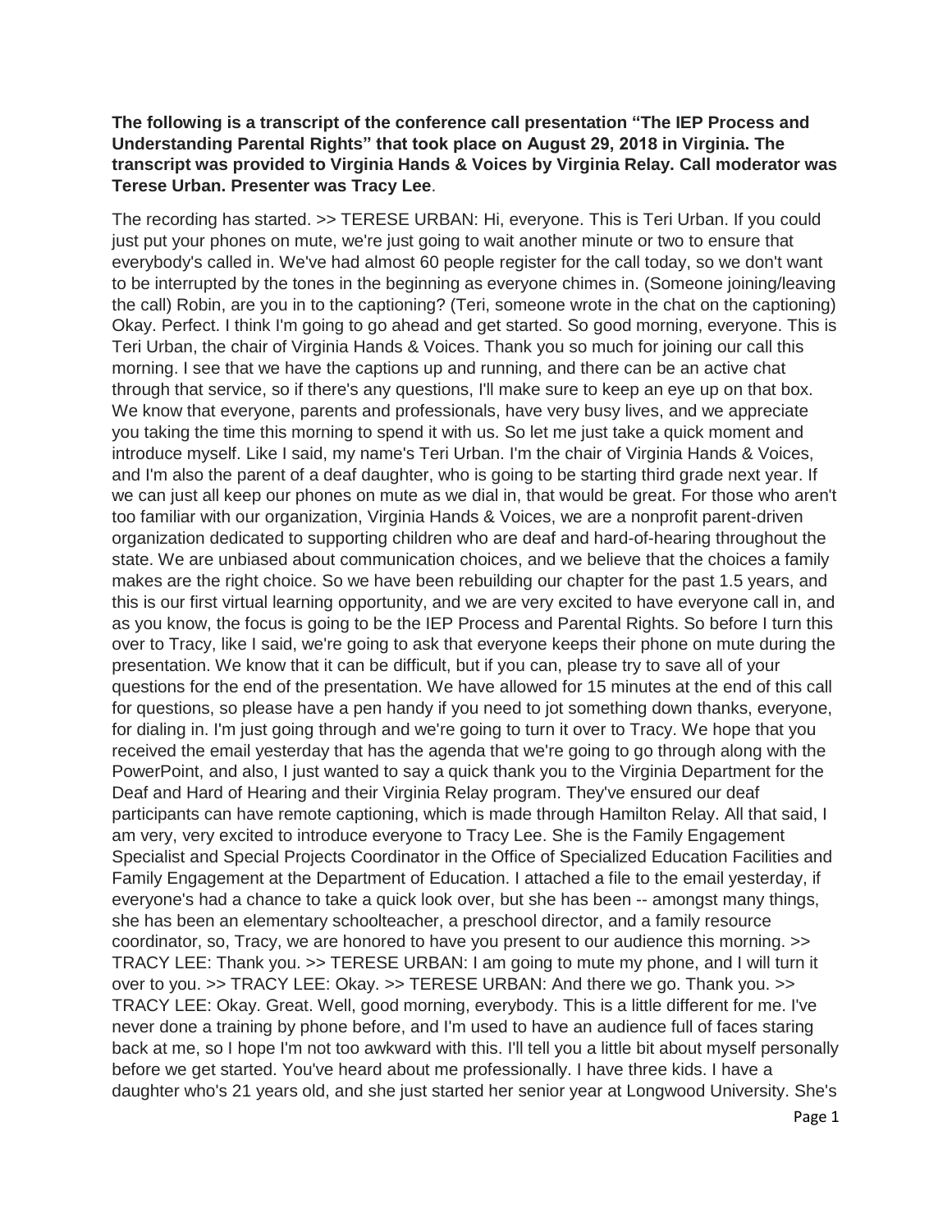**The following is a transcript of the conference call presentation "The IEP Process and Understanding Parental Rights" that took place on August 29, 2018 in Virginia. The transcript was provided to Virginia Hands & Voices by Virginia Relay. Call moderator was Terese Urban. Presenter was Tracy Lee**.

The recording has started. >> TERESE URBAN: Hi, everyone. This is Teri Urban. If you could just put your phones on mute, we're just going to wait another minute or two to ensure that everybody's called in. We've had almost 60 people register for the call today, so we don't want to be interrupted by the tones in the beginning as everyone chimes in. (Someone joining/leaving the call) Robin, are you in to the captioning? (Teri, someone wrote in the chat on the captioning) Okay. Perfect. I think I'm going to go ahead and get started. So good morning, everyone. This is Teri Urban, the chair of Virginia Hands & Voices. Thank you so much for joining our call this morning. I see that we have the captions up and running, and there can be an active chat through that service, so if there's any questions, I'll make sure to keep an eye up on that box. We know that everyone, parents and professionals, have very busy lives, and we appreciate you taking the time this morning to spend it with us. So let me just take a quick moment and introduce myself. Like I said, my name's Teri Urban. I'm the chair of Virginia Hands & Voices, and I'm also the parent of a deaf daughter, who is going to be starting third grade next year. If we can just all keep our phones on mute as we dial in, that would be great. For those who aren't too familiar with our organization, Virginia Hands & Voices, we are a nonprofit parent-driven organization dedicated to supporting children who are deaf and hard-of-hearing throughout the state. We are unbiased about communication choices, and we believe that the choices a family makes are the right choice. So we have been rebuilding our chapter for the past 1.5 years, and this is our first virtual learning opportunity, and we are very excited to have everyone call in, and as you know, the focus is going to be the IEP Process and Parental Rights. So before I turn this over to Tracy, like I said, we're going to ask that everyone keeps their phone on mute during the presentation. We know that it can be difficult, but if you can, please try to save all of your questions for the end of the presentation. We have allowed for 15 minutes at the end of this call for questions, so please have a pen handy if you need to jot something down thanks, everyone, for dialing in. I'm just going through and we're going to turn it over to Tracy. We hope that you received the email yesterday that has the agenda that we're going to go through along with the PowerPoint, and also, I just wanted to say a quick thank you to the Virginia Department for the Deaf and Hard of Hearing and their Virginia Relay program. They've ensured our deaf participants can have remote captioning, which is made through Hamilton Relay. All that said, I am very, very excited to introduce everyone to Tracy Lee. She is the Family Engagement Specialist and Special Projects Coordinator in the Office of Specialized Education Facilities and Family Engagement at the Department of Education. I attached a file to the email yesterday, if everyone's had a chance to take a quick look over, but she has been -- amongst many things, she has been an elementary schoolteacher, a preschool director, and a family resource coordinator, so, Tracy, we are honored to have you present to our audience this morning. >> TRACY LEE: Thank you. >> TERESE URBAN: I am going to mute my phone, and I will turn it over to you. >> TRACY LEE: Okay. >> TERESE URBAN: And there we go. Thank you. >> TRACY LEE: Okay. Great. Well, good morning, everybody. This is a little different for me. I've never done a training by phone before, and I'm used to have an audience full of faces staring back at me, so I hope I'm not too awkward with this. I'll tell you a little bit about myself personally before we get started. You've heard about me professionally. I have three kids. I have a daughter who's 21 years old, and she just started her senior year at Longwood University. She's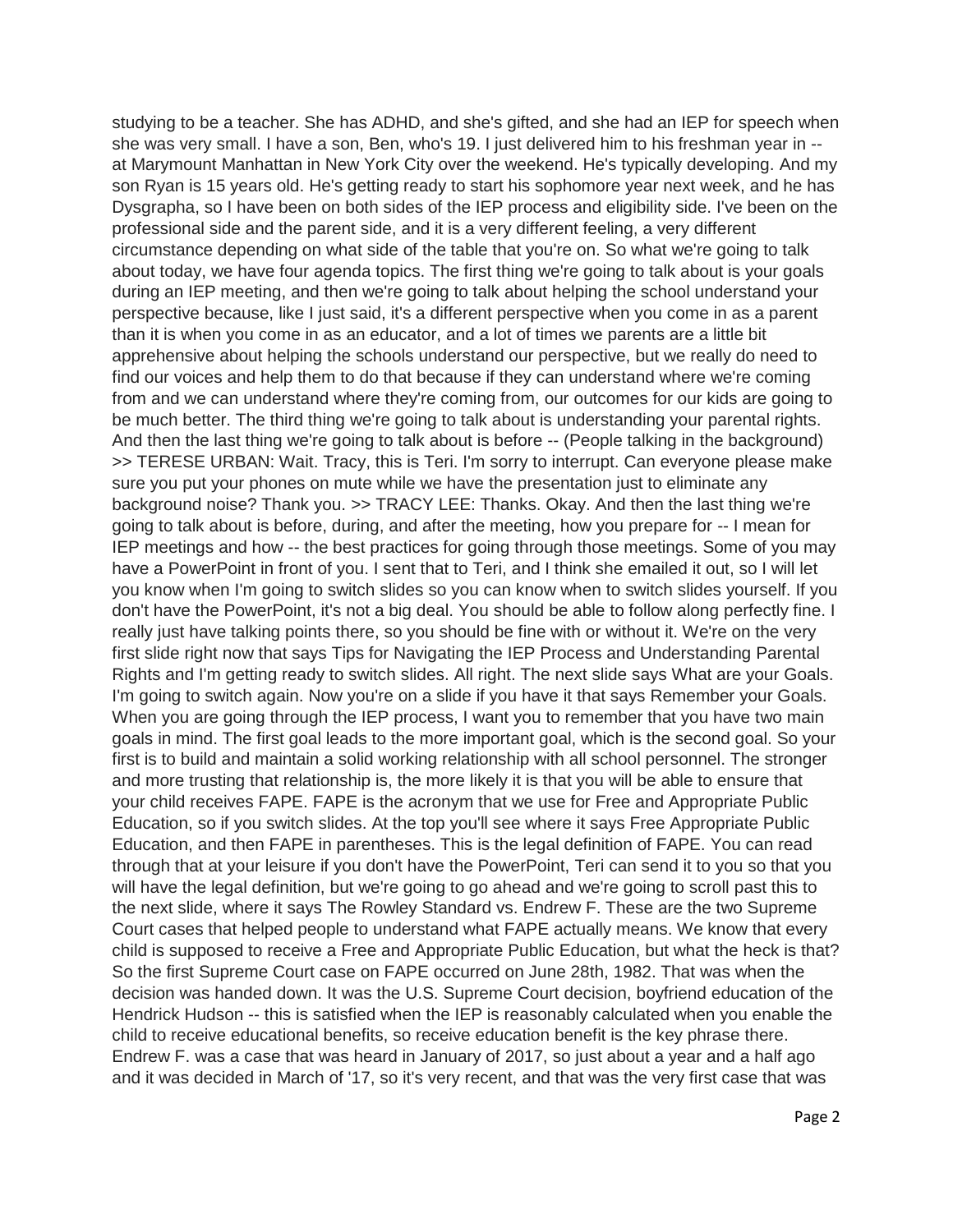studying to be a teacher. She has ADHD, and she's gifted, and she had an IEP for speech when she was very small. I have a son, Ben, who's 19. I just delivered him to his freshman year in -- at Marymount Manhattan in New York City over the weekend. He's typically developing. And my son Ryan is 15 years old. He's getting ready to start his sophomore year next week, and he has Dysgrapha, so I have been on both sides of the IEP process and eligibility side. I've been on the professional side and the parent side, and it is a very different feeling, a very different circumstance depending on what side of the table that you're on. So what we're going to talk about today, we have four agenda topics. The first thing we're going to talk about is your goals during an IEP meeting, and then we're going to talk about helping the school understand your perspective because, like I just said, it's a different perspective when you come in as a parent than it is when you come in as an educator, and a lot of times we parents are a little bit apprehensive about helping the schools understand our perspective, but we really do need to find our voices and help them to do that because if they can understand where we're coming from and we can understand where they're coming from, our outcomes for our kids are going to be much better. The third thing we're going to talk about is understanding your parental rights. And then the last thing we're going to talk about is before -- (People talking in the background) >> TERESE URBAN: Wait. Tracy, this is Teri. I'm sorry to interrupt. Can everyone please make sure you put your phones on mute while we have the presentation just to eliminate any background noise? Thank you. >> TRACY LEE: Thanks. Okay. And then the last thing we're going to talk about is before, during, and after the meeting, how you prepare for -- I mean for IEP meetings and how -- the best practices for going through those meetings. Some of you may have a PowerPoint in front of you. I sent that to Teri, and I think she emailed it out, so I will let you know when I'm going to switch slides so you can know when to switch slides yourself. If you don't have the PowerPoint, it's not a big deal. You should be able to follow along perfectly fine. I really just have talking points there, so you should be fine with or without it. We're on the very first slide right now that says Tips for Navigating the IEP Process and Understanding Parental Rights and I'm getting ready to switch slides. All right. The next slide says What are your Goals. I'm going to switch again. Now you're on a slide if you have it that says Remember your Goals. When you are going through the IEP process, I want you to remember that you have two main goals in mind. The first goal leads to the more important goal, which is the second goal. So your first is to build and maintain a solid working relationship with all school personnel. The stronger and more trusting that relationship is, the more likely it is that you will be able to ensure that your child receives FAPE. FAPE is the acronym that we use for Free and Appropriate Public Education, so if you switch slides. At the top you'll see where it says Free Appropriate Public Education, and then FAPE in parentheses. This is the legal definition of FAPE. You can read through that at your leisure if you don't have the PowerPoint, Teri can send it to you so that you will have the legal definition, but we're going to go ahead and we're going to scroll past this to the next slide, where it says The Rowley Standard vs. Endrew F. These are the two Supreme Court cases that helped people to understand what FAPE actually means. We know that every child is supposed to receive a Free and Appropriate Public Education, but what the heck is that? So the first Supreme Court case on FAPE occurred on June 28th, 1982. That was when the decision was handed down. It was the U.S. Supreme Court decision, boyfriend education of the Hendrick Hudson -- this is satisfied when the IEP is reasonably calculated when you enable the child to receive educational benefits, so receive education benefit is the key phrase there. Endrew F. was a case that was heard in January of 2017, so just about a year and a half ago and it was decided in March of '17, so it's very recent, and that was the very first case that was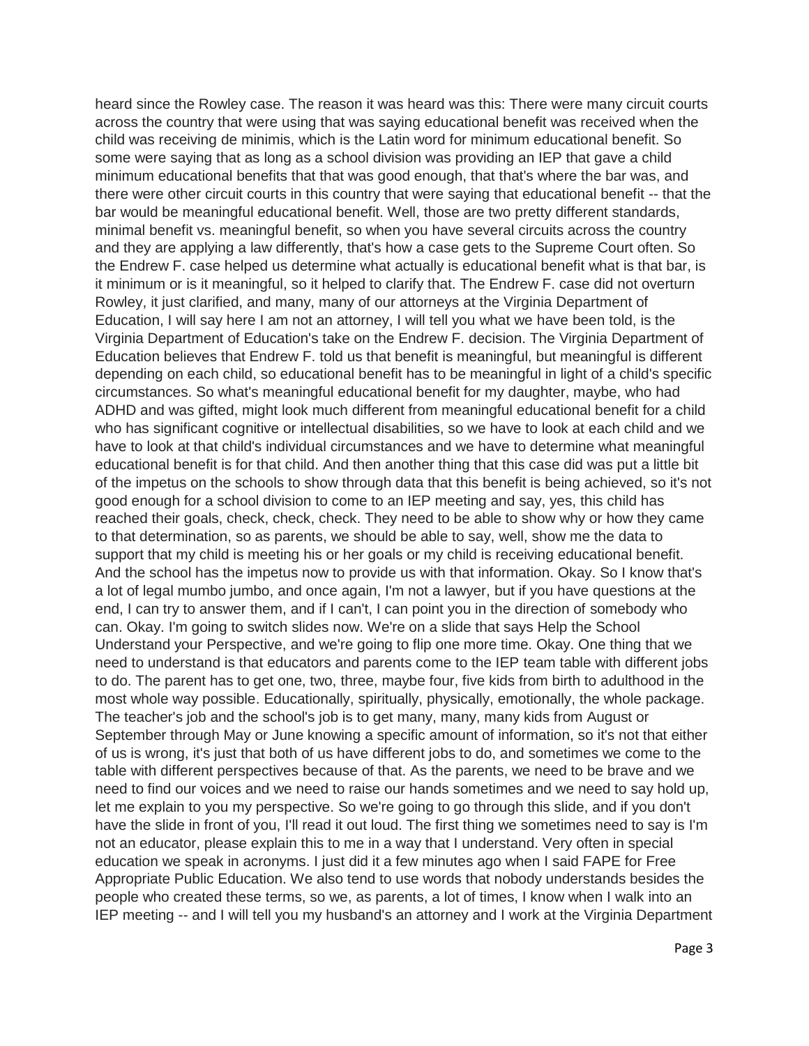heard since the Rowley case. The reason it was heard was this: There were many circuit courts across the country that were using that was saying educational benefit was received when the child was receiving de minimis, which is the Latin word for minimum educational benefit. So some were saying that as long as a school division was providing an IEP that gave a child minimum educational benefits that that was good enough, that that's where the bar was, and there were other circuit courts in this country that were saying that educational benefit -- that the bar would be meaningful educational benefit. Well, those are two pretty different standards, minimal benefit vs. meaningful benefit, so when you have several circuits across the country and they are applying a law differently, that's how a case gets to the Supreme Court often. So the Endrew F. case helped us determine what actually is educational benefit what is that bar, is it minimum or is it meaningful, so it helped to clarify that. The Endrew F. case did not overturn Rowley, it just clarified, and many, many of our attorneys at the Virginia Department of Education, I will say here I am not an attorney, I will tell you what we have been told, is the Virginia Department of Education's take on the Endrew F. decision. The Virginia Department of Education believes that Endrew F. told us that benefit is meaningful, but meaningful is different depending on each child, so educational benefit has to be meaningful in light of a child's specific circumstances. So what's meaningful educational benefit for my daughter, maybe, who had ADHD and was gifted, might look much different from meaningful educational benefit for a child who has significant cognitive or intellectual disabilities, so we have to look at each child and we have to look at that child's individual circumstances and we have to determine what meaningful educational benefit is for that child. And then another thing that this case did was put a little bit of the impetus on the schools to show through data that this benefit is being achieved, so it's not good enough for a school division to come to an IEP meeting and say, yes, this child has reached their goals, check, check, check. They need to be able to show why or how they came to that determination, so as parents, we should be able to say, well, show me the data to support that my child is meeting his or her goals or my child is receiving educational benefit. And the school has the impetus now to provide us with that information. Okay. So I know that's a lot of legal mumbo jumbo, and once again, I'm not a lawyer, but if you have questions at the end, I can try to answer them, and if I can't, I can point you in the direction of somebody who can. Okay. I'm going to switch slides now. We're on a slide that says Help the School Understand your Perspective, and we're going to flip one more time. Okay. One thing that we need to understand is that educators and parents come to the IEP team table with different jobs to do. The parent has to get one, two, three, maybe four, five kids from birth to adulthood in the most whole way possible. Educationally, spiritually, physically, emotionally, the whole package. The teacher's job and the school's job is to get many, many, many kids from August or September through May or June knowing a specific amount of information, so it's not that either of us is wrong, it's just that both of us have different jobs to do, and sometimes we come to the table with different perspectives because of that. As the parents, we need to be brave and we need to find our voices and we need to raise our hands sometimes and we need to say hold up, let me explain to you my perspective. So we're going to go through this slide, and if you don't have the slide in front of you, I'll read it out loud. The first thing we sometimes need to say is I'm not an educator, please explain this to me in a way that I understand. Very often in special education we speak in acronyms. I just did it a few minutes ago when I said FAPE for Free Appropriate Public Education. We also tend to use words that nobody understands besides the people who created these terms, so we, as parents, a lot of times, I know when I walk into an IEP meeting -- and I will tell you my husband's an attorney and I work at the Virginia Department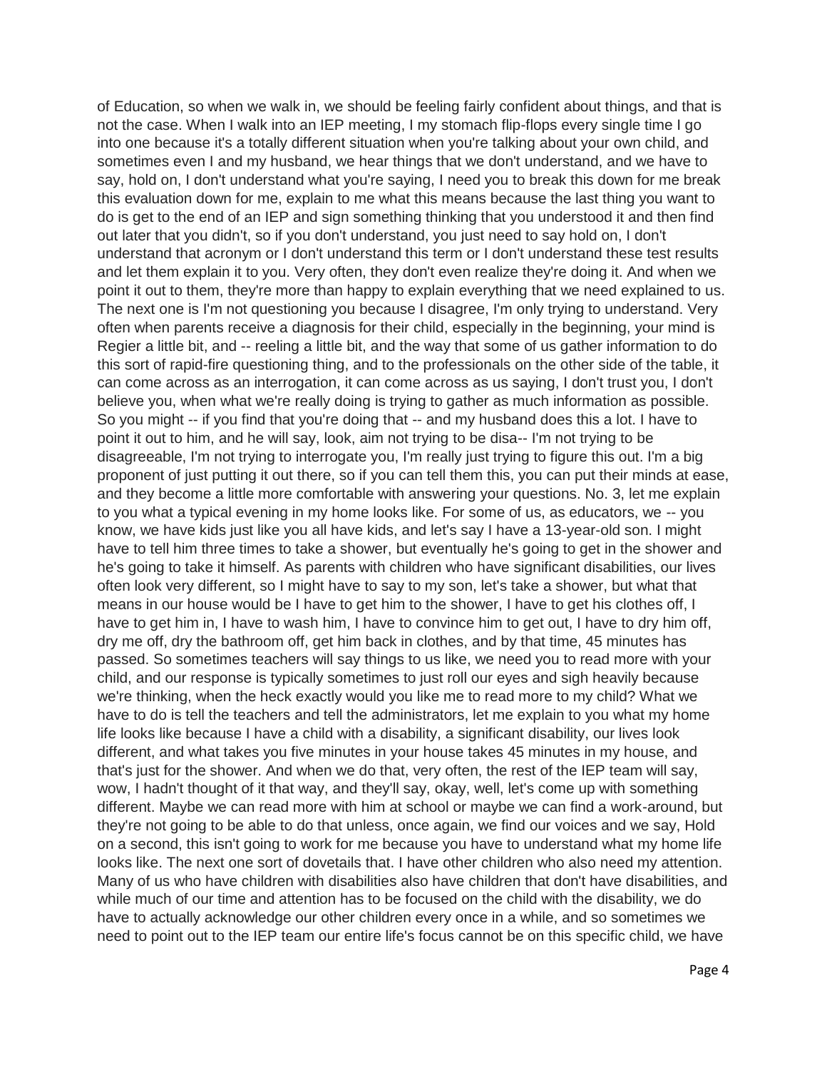of Education, so when we walk in, we should be feeling fairly confident about things, and that is not the case. When I walk into an IEP meeting, I my stomach flip-flops every single time I go into one because it's a totally different situation when you're talking about your own child, and sometimes even I and my husband, we hear things that we don't understand, and we have to say, hold on, I don't understand what you're saying, I need you to break this down for me break this evaluation down for me, explain to me what this means because the last thing you want to do is get to the end of an IEP and sign something thinking that you understood it and then find out later that you didn't, so if you don't understand, you just need to say hold on, I don't understand that acronym or I don't understand this term or I don't understand these test results and let them explain it to you. Very often, they don't even realize they're doing it. And when we point it out to them, they're more than happy to explain everything that we need explained to us. The next one is I'm not questioning you because I disagree, I'm only trying to understand. Very often when parents receive a diagnosis for their child, especially in the beginning, your mind is Regier a little bit, and -- reeling a little bit, and the way that some of us gather information to do this sort of rapid-fire questioning thing, and to the professionals on the other side of the table, it can come across as an interrogation, it can come across as us saying, I don't trust you, I don't believe you, when what we're really doing is trying to gather as much information as possible. So you might -- if you find that you're doing that -- and my husband does this a lot. I have to point it out to him, and he will say, look, aim not trying to be disa-- I'm not trying to be disagreeable, I'm not trying to interrogate you, I'm really just trying to figure this out. I'm a big proponent of just putting it out there, so if you can tell them this, you can put their minds at ease, and they become a little more comfortable with answering your questions. No. 3, let me explain to you what a typical evening in my home looks like. For some of us, as educators, we -- you know, we have kids just like you all have kids, and let's say I have a 13-year-old son. I might have to tell him three times to take a shower, but eventually he's going to get in the shower and he's going to take it himself. As parents with children who have significant disabilities, our lives often look very different, so I might have to say to my son, let's take a shower, but what that means in our house would be I have to get him to the shower, I have to get his clothes off, I have to get him in, I have to wash him, I have to convince him to get out, I have to dry him off, dry me off, dry the bathroom off, get him back in clothes, and by that time, 45 minutes has passed. So sometimes teachers will say things to us like, we need you to read more with your child, and our response is typically sometimes to just roll our eyes and sigh heavily because we're thinking, when the heck exactly would you like me to read more to my child? What we have to do is tell the teachers and tell the administrators, let me explain to you what my home life looks like because I have a child with a disability, a significant disability, our lives look different, and what takes you five minutes in your house takes 45 minutes in my house, and that's just for the shower. And when we do that, very often, the rest of the IEP team will say, wow, I hadn't thought of it that way, and they'll say, okay, well, let's come up with something different. Maybe we can read more with him at school or maybe we can find a work-around, but they're not going to be able to do that unless, once again, we find our voices and we say, Hold on a second, this isn't going to work for me because you have to understand what my home life looks like. The next one sort of dovetails that. I have other children who also need my attention. Many of us who have children with disabilities also have children that don't have disabilities, and while much of our time and attention has to be focused on the child with the disability, we do have to actually acknowledge our other children every once in a while, and so sometimes we need to point out to the IEP team our entire life's focus cannot be on this specific child, we have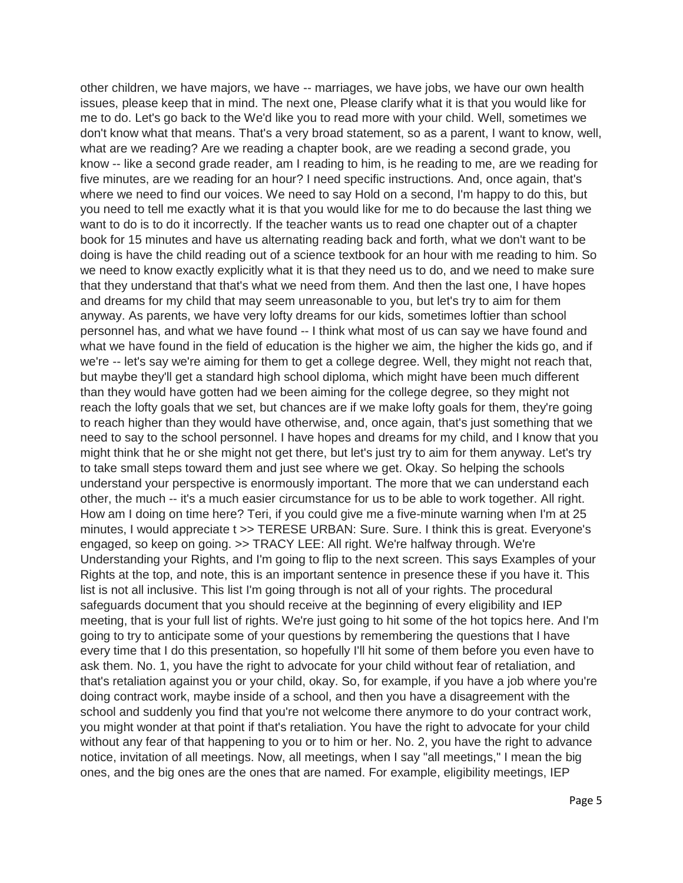other children, we have majors, we have -- marriages, we have jobs, we have our own health issues, please keep that in mind. The next one, Please clarify what it is that you would like for me to do. Let's go back to the We'd like you to read more with your child. Well, sometimes we don't know what that means. That's a very broad statement, so as a parent, I want to know, well, what are we reading? Are we reading a chapter book, are we reading a second grade, you know -- like a second grade reader, am I reading to him, is he reading to me, are we reading for five minutes, are we reading for an hour? I need specific instructions. And, once again, that's where we need to find our voices. We need to say Hold on a second, I'm happy to do this, but you need to tell me exactly what it is that you would like for me to do because the last thing we want to do is to do it incorrectly. If the teacher wants us to read one chapter out of a chapter book for 15 minutes and have us alternating reading back and forth, what we don't want to be doing is have the child reading out of a science textbook for an hour with me reading to him. So we need to know exactly explicitly what it is that they need us to do, and we need to make sure that they understand that that's what we need from them. And then the last one, I have hopes and dreams for my child that may seem unreasonable to you, but let's try to aim for them anyway. As parents, we have very lofty dreams for our kids, sometimes loftier than school personnel has, and what we have found -- I think what most of us can say we have found and what we have found in the field of education is the higher we aim, the higher the kids go, and if we're -- let's say we're aiming for them to get a college degree. Well, they might not reach that, but maybe they'll get a standard high school diploma, which might have been much different than they would have gotten had we been aiming for the college degree, so they might not reach the lofty goals that we set, but chances are if we make lofty goals for them, they're going to reach higher than they would have otherwise, and, once again, that's just something that we need to say to the school personnel. I have hopes and dreams for my child, and I know that you might think that he or she might not get there, but let's just try to aim for them anyway. Let's try to take small steps toward them and just see where we get. Okay. So helping the schools understand your perspective is enormously important. The more that we can understand each other, the much -- it's a much easier circumstance for us to be able to work together. All right. How am I doing on time here? Teri, if you could give me a five-minute warning when I'm at 25 minutes, I would appreciate t >> TERESE URBAN: Sure. Sure. I think this is great. Everyone's engaged, so keep on going. >> TRACY LEE: All right. We're halfway through. We're Understanding your Rights, and I'm going to flip to the next screen. This says Examples of your Rights at the top, and note, this is an important sentence in presence these if you have it. This list is not all inclusive. This list I'm going through is not all of your rights. The procedural safeguards document that you should receive at the beginning of every eligibility and IEP meeting, that is your full list of rights. We're just going to hit some of the hot topics here. And I'm going to try to anticipate some of your questions by remembering the questions that I have every time that I do this presentation, so hopefully I'll hit some of them before you even have to ask them. No. 1, you have the right to advocate for your child without fear of retaliation, and that's retaliation against you or your child, okay. So, for example, if you have a job where you're doing contract work, maybe inside of a school, and then you have a disagreement with the school and suddenly you find that you're not welcome there anymore to do your contract work, you might wonder at that point if that's retaliation. You have the right to advocate for your child without any fear of that happening to you or to him or her. No. 2, you have the right to advance notice, invitation of all meetings. Now, all meetings, when I say "all meetings," I mean the big ones, and the big ones are the ones that are named. For example, eligibility meetings, IEP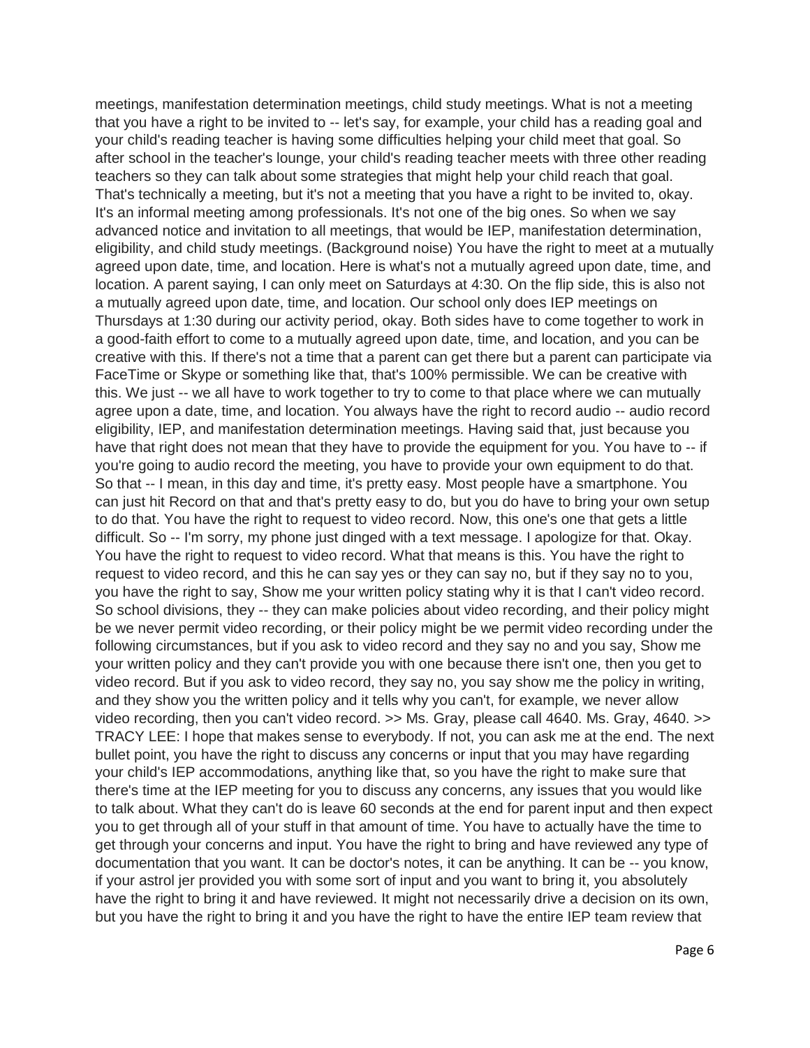meetings, manifestation determination meetings, child study meetings. What is not a meeting that you have a right to be invited to -- let's say, for example, your child has a reading goal and your child's reading teacher is having some difficulties helping your child meet that goal. So after school in the teacher's lounge, your child's reading teacher meets with three other reading teachers so they can talk about some strategies that might help your child reach that goal. That's technically a meeting, but it's not a meeting that you have a right to be invited to, okay. It's an informal meeting among professionals. It's not one of the big ones. So when we say advanced notice and invitation to all meetings, that would be IEP, manifestation determination, eligibility, and child study meetings. (Background noise) You have the right to meet at a mutually agreed upon date, time, and location. Here is what's not a mutually agreed upon date, time, and location. A parent saying, I can only meet on Saturdays at 4:30. On the flip side, this is also not a mutually agreed upon date, time, and location. Our school only does IEP meetings on Thursdays at 1:30 during our activity period, okay. Both sides have to come together to work in a good-faith effort to come to a mutually agreed upon date, time, and location, and you can be creative with this. If there's not a time that a parent can get there but a parent can participate via FaceTime or Skype or something like that, that's 100% permissible. We can be creative with this. We just -- we all have to work together to try to come to that place where we can mutually agree upon a date, time, and location. You always have the right to record audio -- audio record eligibility, IEP, and manifestation determination meetings. Having said that, just because you have that right does not mean that they have to provide the equipment for you. You have to -- if you're going to audio record the meeting, you have to provide your own equipment to do that. So that -- I mean, in this day and time, it's pretty easy. Most people have a smartphone. You can just hit Record on that and that's pretty easy to do, but you do have to bring your own setup to do that. You have the right to request to video record. Now, this one's one that gets a little difficult. So -- I'm sorry, my phone just dinged with a text message. I apologize for that. Okay. You have the right to request to video record. What that means is this. You have the right to request to video record, and this he can say yes or they can say no, but if they say no to you, you have the right to say, Show me your written policy stating why it is that I can't video record. So school divisions, they -- they can make policies about video recording, and their policy might be we never permit video recording, or their policy might be we permit video recording under the following circumstances, but if you ask to video record and they say no and you say, Show me your written policy and they can't provide you with one because there isn't one, then you get to video record. But if you ask to video record, they say no, you say show me the policy in writing, and they show you the written policy and it tells why you can't, for example, we never allow video recording, then you can't video record. >> Ms. Gray, please call 4640. Ms. Gray, 4640. >> TRACY LEE: I hope that makes sense to everybody. If not, you can ask me at the end. The next bullet point, you have the right to discuss any concerns or input that you may have regarding your child's IEP accommodations, anything like that, so you have the right to make sure that there's time at the IEP meeting for you to discuss any concerns, any issues that you would like to talk about. What they can't do is leave 60 seconds at the end for parent input and then expect you to get through all of your stuff in that amount of time. You have to actually have the time to get through your concerns and input. You have the right to bring and have reviewed any type of documentation that you want. It can be doctor's notes, it can be anything. It can be -- you know, if your astrol jer provided you with some sort of input and you want to bring it, you absolutely have the right to bring it and have reviewed. It might not necessarily drive a decision on its own, but you have the right to bring it and you have the right to have the entire IEP team review that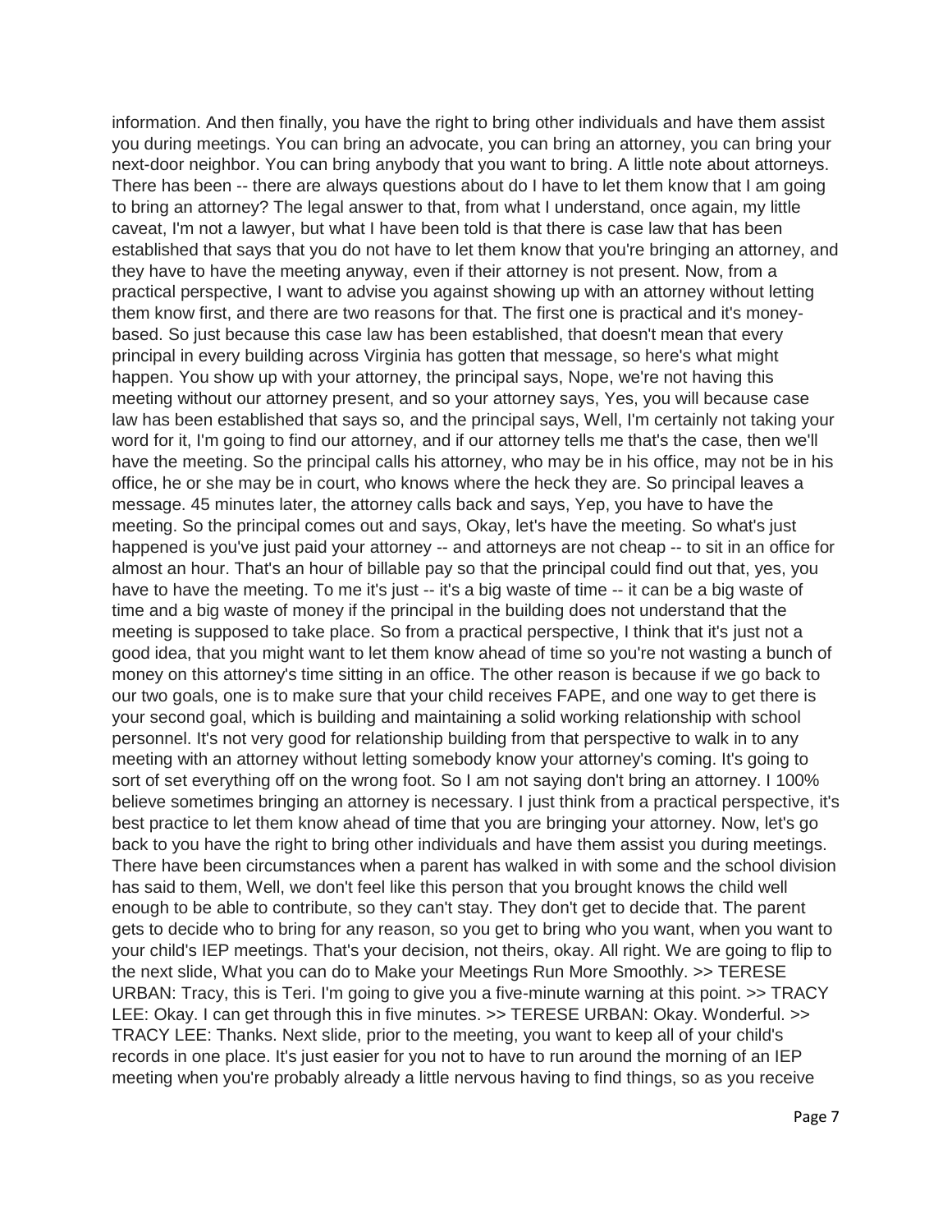information. And then finally, you have the right to bring other individuals and have them assist you during meetings. You can bring an advocate, you can bring an attorney, you can bring your next-door neighbor. You can bring anybody that you want to bring. A little note about attorneys. There has been -- there are always questions about do I have to let them know that I am going to bring an attorney? The legal answer to that, from what I understand, once again, my little caveat, I'm not a lawyer, but what I have been told is that there is case law that has been established that says that you do not have to let them know that you're bringing an attorney, and they have to have the meeting anyway, even if their attorney is not present. Now, from a practical perspective, I want to advise you against showing up with an attorney without letting them know first, and there are two reasons for that. The first one is practical and it's money-based. So just because this case law has been established, that doesn't mean that every principal in every building across Virginia has gotten that message, so here's what might happen. You show up with your attorney, the principal says, Nope, we're not having this meeting without our attorney present, and so your attorney says, Yes, you will because case law has been established that says so, and the principal says, Well, I'm certainly not taking your word for it, I'm going to find our attorney, and if our attorney tells me that's the case, then we'll have the meeting. So the principal calls his attorney, who may be in his office, may not be in his office, he or she may be in court, who knows where the heck they are. So principal leaves a message. 45 minutes later, the attorney calls back and says, Yep, you have to have the meeting. So the principal comes out and says, Okay, let's have the meeting. So what's just happened is you've just paid your attorney -- and attorneys are not cheap -- to sit in an office for almost an hour. That's an hour of billable pay so that the principal could find out that, yes, you have to have the meeting. To me it's just -- it's a big waste of time -- it can be a big waste of time and a big waste of money if the principal in the building does not understand that the meeting is supposed to take place. So from a practical perspective, I think that it's just not a good idea, that you might want to let them know ahead of time so you're not wasting a bunch of money on this attorney's time sitting in an office. The other reason is because if we go back to our two goals, one is to make sure that your child receives FAPE, and one way to get there is your second goal, which is building and maintaining a solid working relationship with school personnel. It's not very good for relationship building from that perspective to walk in to any meeting with an attorney without letting somebody know your attorney's coming. It's going to sort of set everything off on the wrong foot. So I am not saying don't bring an attorney. I 100% believe sometimes bringing an attorney is necessary. I just think from a practical perspective, it's best practice to let them know ahead of time that you are bringing your attorney. Now, let's go back to you have the right to bring other individuals and have them assist you during meetings. There have been circumstances when a parent has walked in with some and the school division has said to them, Well, we don't feel like this person that you brought knows the child well enough to be able to contribute, so they can't stay. They don't get to decide that. The parent gets to decide who to bring for any reason, so you get to bring who you want, when you want to your child's IEP meetings. That's your decision, not theirs, okay. All right. We are going to flip to the next slide, What you can do to Make your Meetings Run More Smoothly. >> TERESE URBAN: Tracy, this is Teri. I'm going to give you a five-minute warning at this point. >> TRACY LEE: Okay. I can get through this in five minutes. >> TERESE URBAN: Okay. Wonderful. >> TRACY LEE: Thanks. Next slide, prior to the meeting, you want to keep all of your child's records in one place. It's just easier for you not to have to run around the morning of an IEP meeting when you're probably already a little nervous having to find things, so as you receive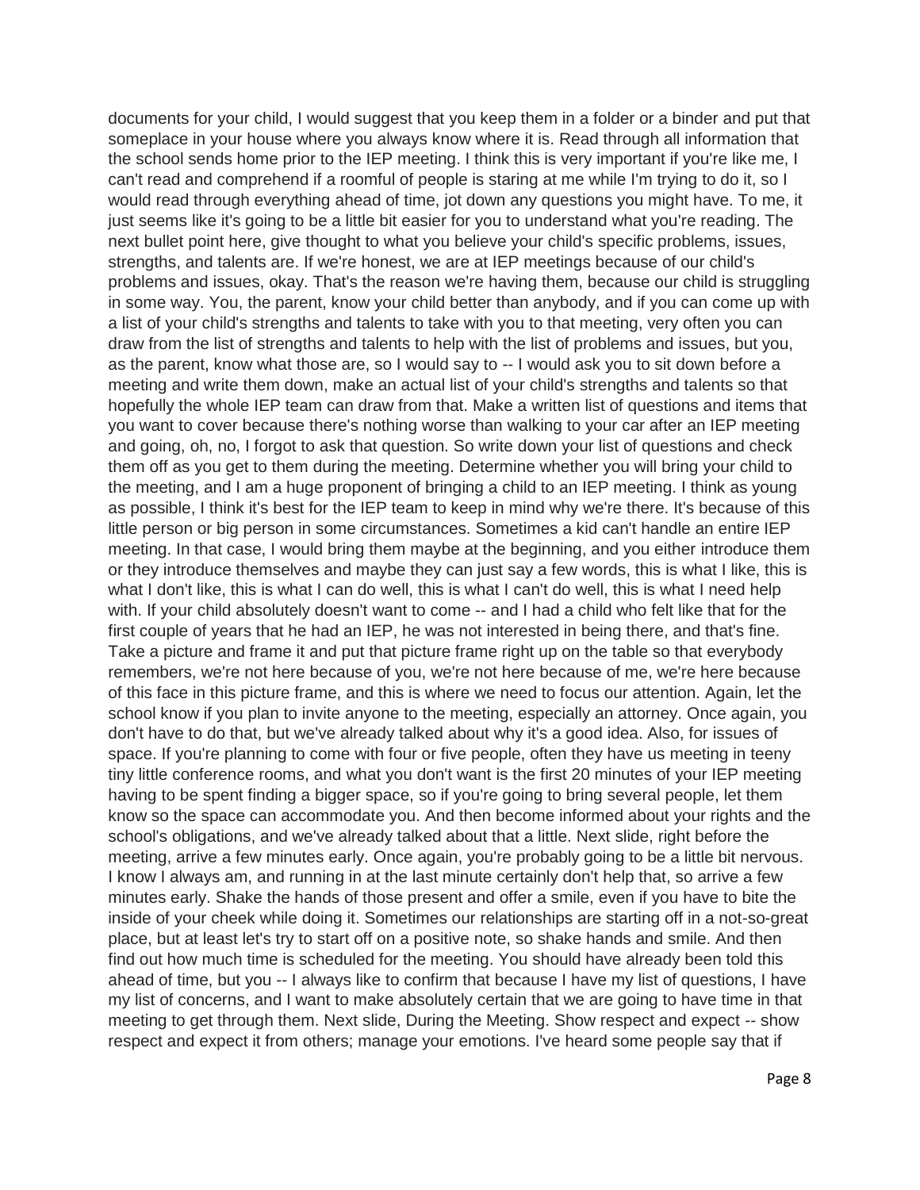documents for your child, I would suggest that you keep them in a folder or a binder and put that someplace in your house where you always know where it is. Read through all information that the school sends home prior to the IEP meeting. I think this is very important if you're like me, I can't read and comprehend if a roomful of people is staring at me while I'm trying to do it, so I would read through everything ahead of time, jot down any questions you might have. To me, it just seems like it's going to be a little bit easier for you to understand what you're reading. The next bullet point here, give thought to what you believe your child's specific problems, issues, strengths, and talents are. If we're honest, we are at IEP meetings because of our child's problems and issues, okay. That's the reason we're having them, because our child is struggling in some way. You, the parent, know your child better than anybody, and if you can come up with a list of your child's strengths and talents to take with you to that meeting, very often you can draw from the list of strengths and talents to help with the list of problems and issues, but you, as the parent, know what those are, so I would say to -- I would ask you to sit down before a meeting and write them down, make an actual list of your child's strengths and talents so that hopefully the whole IEP team can draw from that. Make a written list of questions and items that you want to cover because there's nothing worse than walking to your car after an IEP meeting and going, oh, no, I forgot to ask that question. So write down your list of questions and check them off as you get to them during the meeting. Determine whether you will bring your child to the meeting, and I am a huge proponent of bringing a child to an IEP meeting. I think as young as possible, I think it's best for the IEP team to keep in mind why we're there. It's because of this little person or big person in some circumstances. Sometimes a kid can't handle an entire IEP meeting. In that case, I would bring them maybe at the beginning, and you either introduce them or they introduce themselves and maybe they can just say a few words, this is what I like, this is what I don't like, this is what I can do well, this is what I can't do well, this is what I need help with. If your child absolutely doesn't want to come -- and I had a child who felt like that for the first couple of years that he had an IEP, he was not interested in being there, and that's fine. Take a picture and frame it and put that picture frame right up on the table so that everybody remembers, we're not here because of you, we're not here because of me, we're here because of this face in this picture frame, and this is where we need to focus our attention. Again, let the school know if you plan to invite anyone to the meeting, especially an attorney. Once again, you don't have to do that, but we've already talked about why it's a good idea. Also, for issues of space. If you're planning to come with four or five people, often they have us meeting in teeny tiny little conference rooms, and what you don't want is the first 20 minutes of your IEP meeting having to be spent finding a bigger space, so if you're going to bring several people, let them know so the space can accommodate you. And then become informed about your rights and the school's obligations, and we've already talked about that a little. Next slide, right before the meeting, arrive a few minutes early. Once again, you're probably going to be a little bit nervous. I know I always am, and running in at the last minute certainly don't help that, so arrive a few minutes early. Shake the hands of those present and offer a smile, even if you have to bite the inside of your cheek while doing it. Sometimes our relationships are starting off in a not-so-great place, but at least let's try to start off on a positive note, so shake hands and smile. And then find out how much time is scheduled for the meeting. You should have already been told this ahead of time, but you -- I always like to confirm that because I have my list of questions, I have my list of concerns, and I want to make absolutely certain that we are going to have time in that meeting to get through them. Next slide, During the Meeting. Show respect and expect -- show respect and expect it from others; manage your emotions. I've heard some people say that if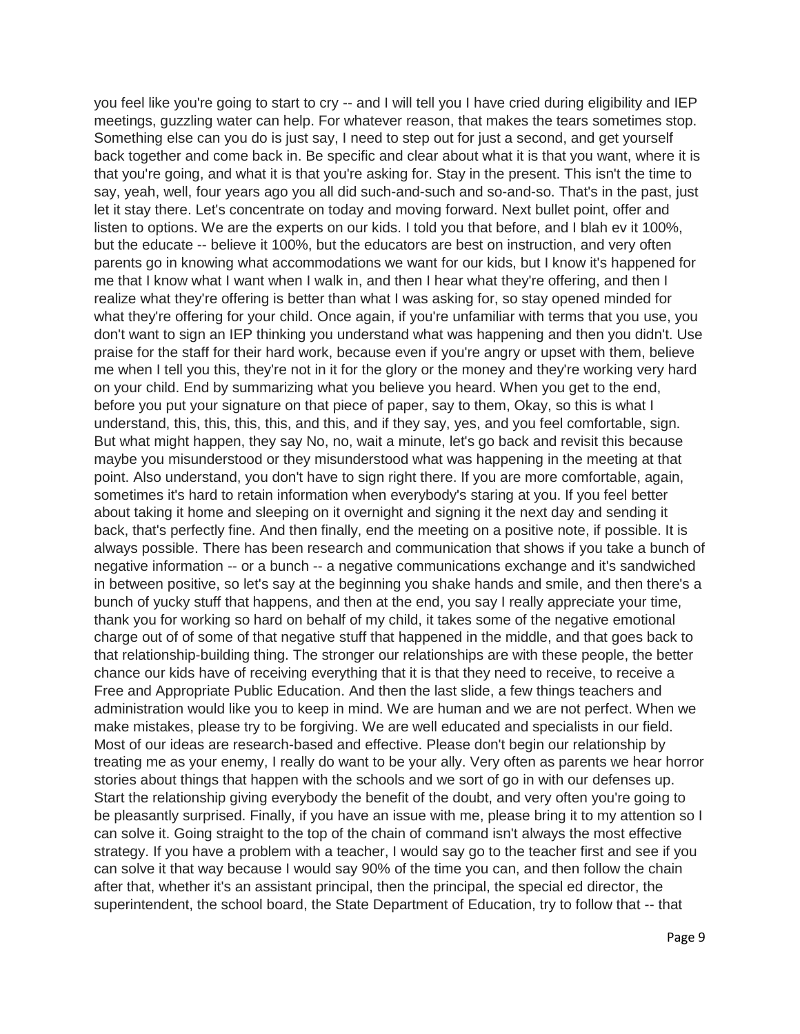you feel like you're going to start to cry -- and I will tell you I have cried during eligibility and IEP meetings, guzzling water can help. For whatever reason, that makes the tears sometimes stop. Something else can you do is just say, I need to step out for just a second, and get yourself back together and come back in. Be specific and clear about what it is that you want, where it is that you're going, and what it is that you're asking for. Stay in the present. This isn't the time to say, yeah, well, four years ago you all did such-and-such and so-and-so. That's in the past, just let it stay there. Let's concentrate on today and moving forward. Next bullet point, offer and listen to options. We are the experts on our kids. I told you that before, and I blah ev it 100%, but the educate -- believe it 100%, but the educators are best on instruction, and very often parents go in knowing what accommodations we want for our kids, but I know it's happened for me that I know what I want when I walk in, and then I hear what they're offering, and then I realize what they're offering is better than what I was asking for, so stay opened minded for what they're offering for your child. Once again, if you're unfamiliar with terms that you use, you don't want to sign an IEP thinking you understand what was happening and then you didn't. Use praise for the staff for their hard work, because even if you're angry or upset with them, believe me when I tell you this, they're not in it for the glory or the money and they're working very hard on your child. End by summarizing what you believe you heard. When you get to the end, before you put your signature on that piece of paper, say to them, Okay, so this is what I understand, this, this, this, this, and this, and if they say, yes, and you feel comfortable, sign. But what might happen, they say No, no, wait a minute, let's go back and revisit this because maybe you misunderstood or they misunderstood what was happening in the meeting at that point. Also understand, you don't have to sign right there. If you are more comfortable, again, sometimes it's hard to retain information when everybody's staring at you. If you feel better about taking it home and sleeping on it overnight and signing it the next day and sending it back, that's perfectly fine. And then finally, end the meeting on a positive note, if possible. It is always possible. There has been research and communication that shows if you take a bunch of negative information -- or a bunch -- a negative communications exchange and it's sandwiched in between positive, so let's say at the beginning you shake hands and smile, and then there's a bunch of yucky stuff that happens, and then at the end, you say I really appreciate your time, thank you for working so hard on behalf of my child, it takes some of the negative emotional charge out of of some of that negative stuff that happened in the middle, and that goes back to that relationship-building thing. The stronger our relationships are with these people, the better chance our kids have of receiving everything that it is that they need to receive, to receive a Free and Appropriate Public Education. And then the last slide, a few things teachers and administration would like you to keep in mind. We are human and we are not perfect. When we make mistakes, please try to be forgiving. We are well educated and specialists in our field. Most of our ideas are research-based and effective. Please don't begin our relationship by treating me as your enemy, I really do want to be your ally. Very often as parents we hear horror stories about things that happen with the schools and we sort of go in with our defenses up. Start the relationship giving everybody the benefit of the doubt, and very often you're going to be pleasantly surprised. Finally, if you have an issue with me, please bring it to my attention so I can solve it. Going straight to the top of the chain of command isn't always the most effective strategy. If you have a problem with a teacher, I would say go to the teacher first and see if you can solve it that way because I would say 90% of the time you can, and then follow the chain after that, whether it's an assistant principal, then the principal, the special ed director, the superintendent, the school board, the State Department of Education, try to follow that -- that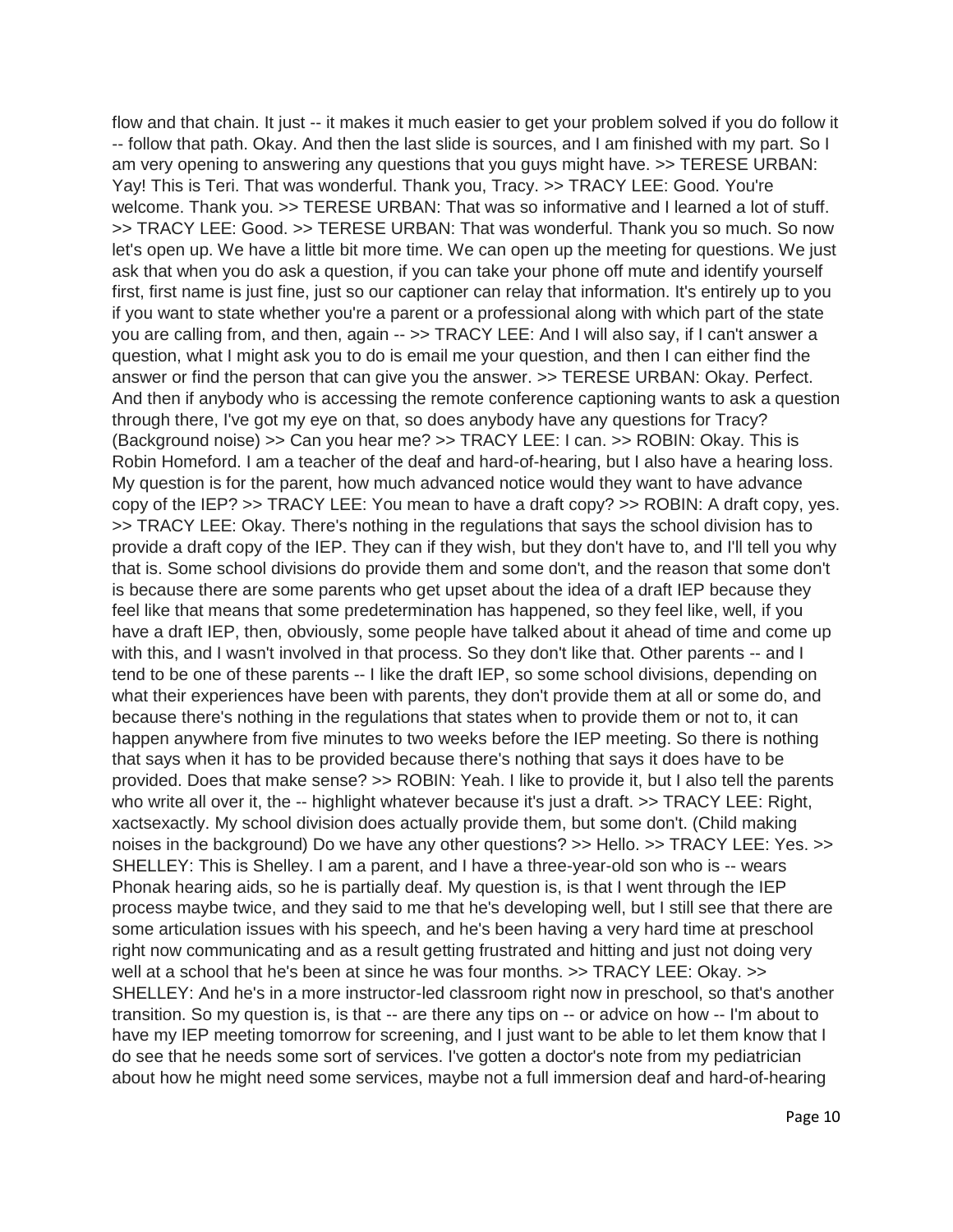flow and that chain. It just -- it makes it much easier to get your problem solved if you do follow it -- follow that path. Okay. And then the last slide is sources, and I am finished with my part. So I am very opening to answering any questions that you guys might have. >> TERESE URBAN: Yay! This is Teri. That was wonderful. Thank you, Tracy. >> TRACY LEE: Good. You're welcome. Thank you. >> TERESE URBAN: That was so informative and I learned a lot of stuff. >> TRACY LEE: Good. >> TERESE URBAN: That was wonderful. Thank you so much. So now let's open up. We have a little bit more time. We can open up the meeting for questions. We just ask that when you do ask a question, if you can take your phone off mute and identify yourself first, first name is just fine, just so our captioner can relay that information. It's entirely up to you if you want to state whether you're a parent or a professional along with which part of the state you are calling from, and then, again -- >> TRACY LEE: And I will also say, if I can't answer a question, what I might ask you to do is email me your question, and then I can either find the answer or find the person that can give you the answer. >> TERESE URBAN: Okay. Perfect. And then if anybody who is accessing the remote conference captioning wants to ask a question through there, I've got my eye on that, so does anybody have any questions for Tracy? (Background noise) >> Can you hear me? >> TRACY LEE: I can. >> ROBIN: Okay. This is Robin Homeford. I am a teacher of the deaf and hard-of-hearing, but I also have a hearing loss. My question is for the parent, how much advanced notice would they want to have advance copy of the IEP? >> TRACY LEE: You mean to have a draft copy? >> ROBIN: A draft copy, yes. >> TRACY LEE: Okay. There's nothing in the regulations that says the school division has to provide a draft copy of the IEP. They can if they wish, but they don't have to, and I'll tell you why that is. Some school divisions do provide them and some don't, and the reason that some don't is because there are some parents who get upset about the idea of a draft IEP because they feel like that means that some predetermination has happened, so they feel like, well, if you have a draft IEP, then, obviously, some people have talked about it ahead of time and come up with this, and I wasn't involved in that process. So they don't like that. Other parents -- and I tend to be one of these parents -- I like the draft IEP, so some school divisions, depending on what their experiences have been with parents, they don't provide them at all or some do, and because there's nothing in the regulations that states when to provide them or not to, it can happen anywhere from five minutes to two weeks before the IEP meeting. So there is nothing that says when it has to be provided because there's nothing that says it does have to be provided. Does that make sense? >> ROBIN: Yeah. I like to provide it, but I also tell the parents who write all over it, the -- highlight whatever because it's just a draft. >> TRACY LEE: Right, xactsexactly. My school division does actually provide them, but some don't. (Child making noises in the background) Do we have any other questions? >> Hello. >> TRACY LEE: Yes. >> SHELLEY: This is Shelley. I am a parent, and I have a three-year-old son who is -- wears Phonak hearing aids, so he is partially deaf. My question is, is that I went through the IEP process maybe twice, and they said to me that he's developing well, but I still see that there are some articulation issues with his speech, and he's been having a very hard time at preschool right now communicating and as a result getting frustrated and hitting and just not doing very well at a school that he's been at since he was four months. >> TRACY LEE: Okay. >> SHELLEY: And he's in a more instructor-led classroom right now in preschool, so that's another transition. So my question is, is that -- are there any tips on -- or advice on how -- I'm about to have my IEP meeting tomorrow for screening, and I just want to be able to let them know that I do see that he needs some sort of services. I've gotten a doctor's note from my pediatrician about how he might need some services, maybe not a full immersion deaf and hard-of-hearing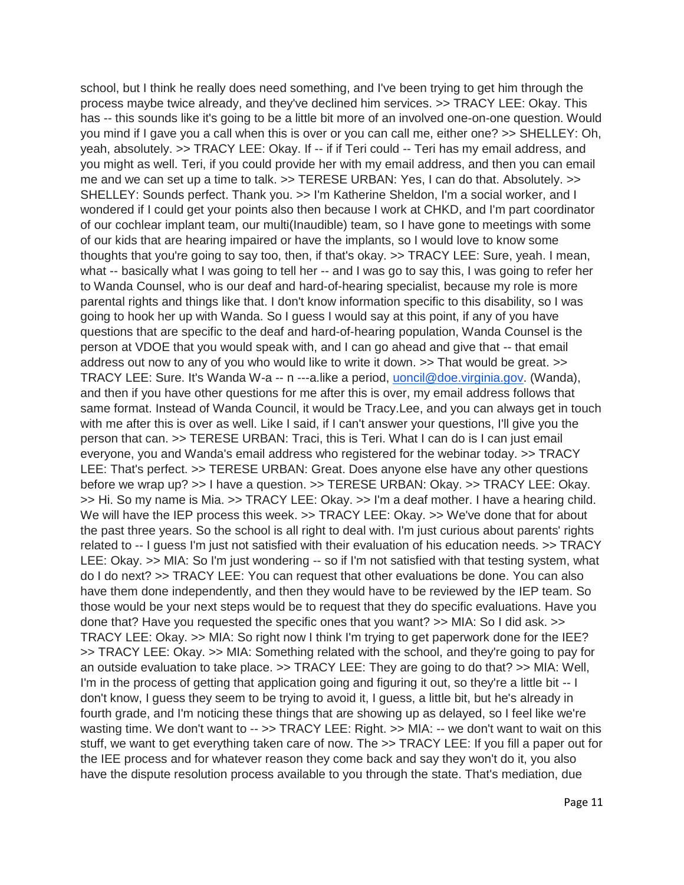school, but I think he really does need something, and I've been trying to get him through the process maybe twice already, and they've declined him services. >> TRACY LEE: Okay. This has -- this sounds like it's going to be a little bit more of an involved one-on-one question. Would you mind if I gave you a call when this is over or you can call me, either one? >> SHELLEY: Oh, yeah, absolutely. >> TRACY LEE: Okay. If -- if if Teri could -- Teri has my email address, and you might as well. Teri, if you could provide her with my email address, and then you can email me and we can set up a time to talk. >> TERESE URBAN: Yes, I can do that. Absolutely. >> SHELLEY: Sounds perfect. Thank you. >> I'm Katherine Sheldon, I'm a social worker, and I wondered if I could get your points also then because I work at CHKD, and I'm part coordinator of our cochlear implant team, our multi(Inaudible) team, so I have gone to meetings with some of our kids that are hearing impaired or have the implants, so I would love to know some thoughts that you're going to say too, then, if that's okay. >> TRACY LEE: Sure, yeah. I mean, what -- basically what I was going to tell her -- and I was go to say this, I was going to refer her to Wanda Counsel, who is our deaf and hard-of-hearing specialist, because my role is more parental rights and things like that. I don't know information specific to this disability, so I was going to hook her up with Wanda. So I guess I would say at this point, if any of you have questions that are specific to the deaf and hard-of-hearing population, Wanda Counsel is the person at VDOE that you would speak with, and I can go ahead and give that -- that email address out now to any of you who would like to write it down. >> That would be great. >> TRACY LEE: Sure. It's Wanda W-a -- n ---a.like a period, uoncil@doe.virginia.gov. (Wanda), and then if you have other questions for me after this is over, my email address follows that same format. Instead of Wanda Council, it would be Tracy.Lee, and you can always get in touch with me after this is over as well. Like I said, if I can't answer your questions, I'll give you the person that can. >> TERESE URBAN: Traci, this is Teri. What I can do is I can just email everyone, you and Wanda's email address who registered for the webinar today. >> TRACY LEE: That's perfect. >> TERESE URBAN: Great. Does anyone else have any other questions before we wrap up? >> I have a question. >> TERESE URBAN: Okay. >> TRACY LEE: Okay. >> Hi. So my name is Mia. >> TRACY LEE: Okay. >> I'm a deaf mother. I have a hearing child. We will have the IEP process this week. >> TRACY LEE: Okay. >> We've done that for about the past three years. So the school is all right to deal with. I'm just curious about parents' rights related to -- I guess I'm just not satisfied with their evaluation of his education needs. >> TRACY LEE: Okay. >> MIA: So I'm just wondering -- so if I'm not satisfied with that testing system, what do I do next? >> TRACY LEE: You can request that other evaluations be done. You can also have them done independently, and then they would have to be reviewed by the IEP team. So those would be your next steps would be to request that they do specific evaluations. Have you done that? Have you requested the specific ones that you want? >> MIA: So I did ask. >> TRACY LEE: Okay. >> MIA: So right now I think I'm trying to get paperwork done for the IEE? >> TRACY LEE: Okay. >> MIA: Something related with the school, and they're going to pay for an outside evaluation to take place. >> TRACY LEE: They are going to do that? >> MIA: Well, I'm in the process of getting that application going and figuring it out, so they're a little bit -- I don't know, I guess they seem to be trying to avoid it, I guess, a little bit, but he's already in fourth grade, and I'm noticing these things that are showing up as delayed, so I feel like we're wasting time. We don't want to -- >> TRACY LEE: Right. >> MIA: -- we don't want to wait on this stuff, we want to get everything taken care of now. The >> TRACY LEE: If you fill a paper out for the IEE process and for whatever reason they come back and say they won't do it, you also have the dispute resolution process available to you through the state. That's mediation, due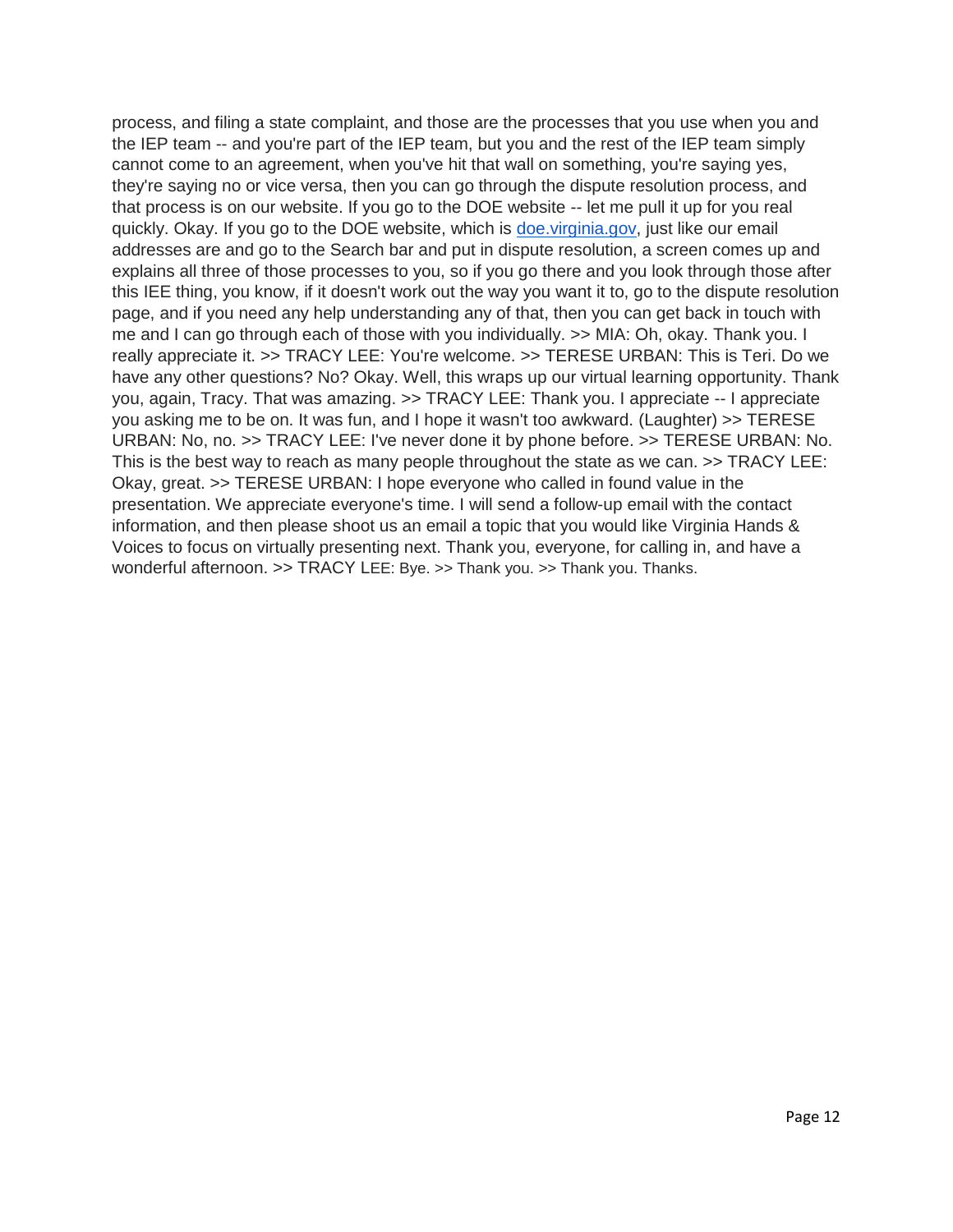process, and filing a state complaint, and those are the processes that you use when you and the IEP team -- and you're part of the IEP team, but you and the rest of the IEP team simply cannot come to an agreement, when you've hit that wall on something, you're saying yes, they're saying no or vice versa, then you can go through the dispute resolution process, and that process is on our website. If you go to the DOE website -- let me pull it up for you real quickly. Okay. If you go to the DOE website, which is [doe.virginia.gov](http://doe.virginia.gov), just like our email addresses are and go to the Search bar and put in dispute resolution, a screen comes up and explains all three of those processes to you, so if you go there and you look through those after this IEE thing, you know, if it doesn't work out the way you want it to, go to the dispute resolution page, and if you need any help understanding any of that, then you can get back in touch with me and I can go through each of those with you individually. >> MIA: Oh, okay. Thank you. I really appreciate it. >> TRACY LEE: You're welcome. >> TERESE URBAN: This is Teri. Do we have any other questions? No? Okay. Well, this wraps up our virtual learning opportunity. Thank you, again, Tracy. That was amazing. >> TRACY LEE: Thank you. I appreciate -- I appreciate you asking me to be on. It was fun, and I hope it wasn't too awkward. (Laughter) >> TERESE URBAN: No, no. >> TRACY LEE: I've never done it by phone before. >> TERESE URBAN: No. This is the best way to reach as many people throughout the state as we can. >> TRACY LEE: Okay, great. >> TERESE URBAN: I hope everyone who called in found value in the presentation. We appreciate everyone's time. I will send a follow-up email with the contact information, and then please shoot us an email a topic that you would like Virginia Hands & Voices to focus on virtually presenting next. Thank you, everyone, for calling in, and have a wonderful afternoon. >> TRACY LEE: Bye. >> Thank you. >> Thank you. Thanks.